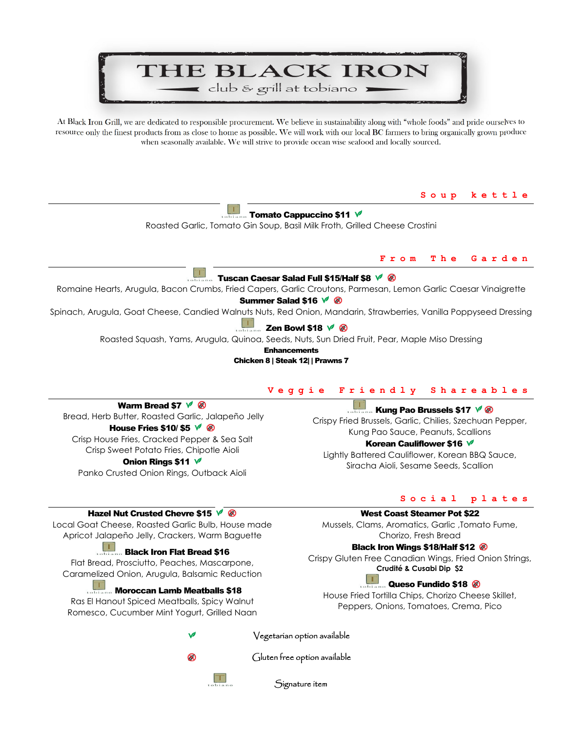# THE BLACK IRON

club & grill at tobiano

At Black Iron Grill, we are dedicated to responsible procurement. We believe in sustainability along with "whole foods" and pride ourselves to resource only the finest products from as close to home as possible. We will work with our local BC farmers to bring organically grown produce when seasonally available. We will strive to provide ocean wise seafood and locally sourced.

## Soup kettle

**Tomato Cappuccino $11** ✓

Roasted Garlic, Tomato Gin Soup, Basil Milk Froth, Grilled Cheese Crostini

## From The Garden

**Tuscan Caesar Salad Full $15/Half $8** ✓ ⊗

Romaine Hearts, Arugula, Bacon Crumbs, Fried Capers, Garlic Croutons, Parmesan, Lemon Garlic Caesar Vinaigrette

**Summer Salad $16** ✓ ⊗

Spinach, Arugula, Goat Cheese, Candied Walnuts Nuts, Red Onion, Mandarin, Strawberries, Vanilla Poppyseed Dressing

**Zen Bowl $18** ✓ ⊗

Roasted Squash, Yams, Arugula, Quinoa, Seeds, Nuts, Sun Dried Fruit, Pear, Maple Miso Dressing

**Enhancements**

**Chicken 8 | Steak 12| | Prawns 7**

## Veggie Friendly Shareables

**Warm Bread $7** ✓ ⊗

Bread, Herb Butter, Roasted Garlic, Jalapeño Jelly

**House Fries $10/ $5** ✓ ⊗

Crisp House Fries, Cracked Pepper & Sea Salt

Crisp Sweet Potato Fries, Chipotle Aioli

**Onion Rings $11** ✓

Panko Crusted Onion Rings, Outback Aioli

**Kung Pao Brussels $17** ✓ ⊗

Crispy Fried Brussels, Garlic, Chilies, Szechuan Pepper, Kung Pao Sauce, Peanuts, Scallions

**Korean Cauliflower $16** ✓

Lightly Battered Cauliflower, Korean BBQ Sauce, Siracha Aioli, Sesame Seeds, Scallion

## Social plates

**Hazel Nut Crusted Chevre $15** ✓ ⊗

Local Goat Cheese, Roasted Garlic Bulb, House made Apricot Jalapeño Jelly, Crackers, Warm Baguette

**Black Iron Flat Bread $16**

Flat Bread, Prosciutto, Peaches, Mascarpone, Caramelized Onion, Arugula, Balsamic Reduction

**Moroccan Lamb Meatballs $18**

Ras El Hanout Spiced Meatballs, Spicy Walnut Romesco, Cucumber Mint Yogurt, Grilled Naan

**West Coast Steamer Pot $22**

Mussels, Clams, Aromatics, Garlic ,Tomato Fume, Chorizo, Fresh Bread

**Black Iron Wings $18/Half $12** ⊗

Crispy Gluten Free Canadian Wings, Fried Onion Strings,

**Crudité & Cusabi Dip $2**

**Queso Fundido $18** ⊗

House Fried Tortilla Chips, Chorizo Cheese Skillet, Peppers, Onions, Tomatoes, Crema, Pico

✓ Vegetarian option available

⊗ Gluten free option available

T Signature item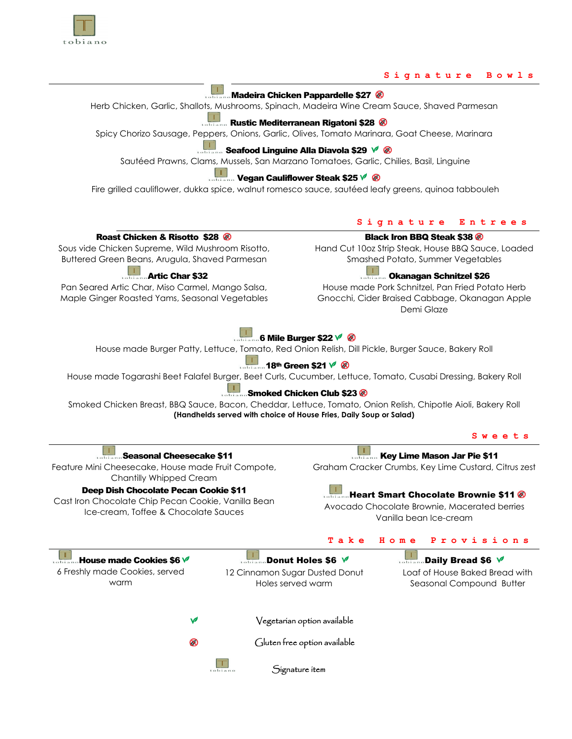tobiano

## Signature Bowls

**Madeira Chicken Pappardelle $27** ⊘
Herb Chicken, Garlic, Shallots, Mushrooms, Spinach, Madeira Wine Cream Sauce, Shaved Parmesan

**Rustic Mediterranean Rigatoni $28** ⊘
Spicy Chorizo Sausage, Peppers, Onions, Garlic, Olives, Tomato Marinara, Goat Cheese, Marinara

**Seafood Linguine Alla Diavola $29** ✓ ⊘
Sautéed Prawns, Clams, Mussels, San Marzano Tomatoes, Garlic, Chilies, Basil, Linguine

**Vegan Cauliflower Steak $25** ✓ ⊘
Fire grilled cauliflower, dukka spice, walnut romesco sauce, sautéed leafy greens, quinoa tabbouleh

## Signature Entrees

**Roast Chicken & Risotto $28** ⊘
Sous vide Chicken Supreme, Wild Mushroom Risotto, Buttered Green Beans, Arugula, Shaved Parmesan

**Artic Char $32**
Pan Seared Artic Char, Miso Carmel, Mango Salsa, Maple Ginger Roasted Yams, Seasonal Vegetables

**Black Iron BBQ Steak $38** ⊘
Hand Cut 10oz Strip Steak, House BBQ Sauce, Loaded Smashed Potato, Summer Vegetables

**Okanagan Schnitzel $26**
House made Pork Schnitzel, Pan Fried Potato Herb Gnocchi, Cider Braised Cabbage, Okanagan Apple Demi Glaze

**6 Mile Burger $22** ✓ ⊘
House made Burger Patty, Lettuce, Tomato, Red Onion Relish, Dill Pickle, Burger Sauce, Bakery Roll

**18th Green $21** ✓ ⊘
House made Togarashi Beet Falafel Burger, Beet Curls, Cucumber, Lettuce, Tomato, Cusabi Dressing, Bakery Roll

**Smoked Chicken Club $23** ⊘
Smoked Chicken Breast, BBQ Sauce, Bacon, Cheddar, Lettuce, Tomato, Onion Relish, Chipotle Aioli, Bakery Roll

**(Handhelds served with choice of House Fries, Daily Soup or Salad)**

## Sweets

**Seasonal Cheesecake $11**
Feature Mini Cheesecake, House made Fruit Compote, Chantilly Whipped Cream

**Deep Dish Chocolate Pecan Cookie $11**
Cast Iron Chocolate Chip Pecan Cookie, Vanilla Bean Ice-cream, Toffee & Chocolate Sauces

**Key Lime Mason Jar Pie $11**
Graham Cracker Crumbs, Key Lime Custard, Citrus zest

**Heart Smart Chocolate Brownie $11** ⊘
Avocado Chocolate Brownie, Macerated berries Vanilla bean Ice-cream

## Take Home Provisions

**House made Cookies $6** ✓
6 Freshly made Cookies, served warm

**Donut Holes $6** ✓
12 Cinnamon Sugar Dusted Donut Holes served warm

**Daily Bread $6** ✓
Loaf of House Baked Bread with Seasonal Compound Butter

✓ Vegetarian option available

⊘ Gluten free option available

tobiano Signature item